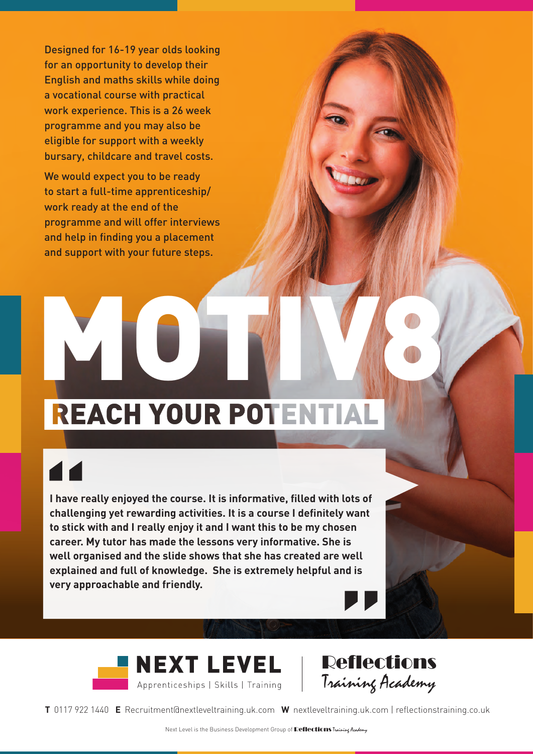Designed for 16-19 year olds looking for an opportunity to develop their English and maths skills while doing a vocational course with practical work experience. This is a 26 week programme and you may also be eligible for support with a weekly bursary, childcare and travel costs.

We would expect you to be ready to start a full-time apprenticeship/ work ready at the end of the programme and will offer interviews and help in finding you a placement and support with your future steps.

# MOTIV8

## REACH YOUR POTENTIAL

> **I have really enjoyed the course. It is informative, filled with lots of challenging yet rewarding activities. It is a course I definitely want to stick with and I really enjoy it and I want this to be my chosen career. My tutor has made the lessons very informative. She is well organised and the slide shows that she has created are well explained and full of knowledge. She is extremely helpful and is very approachable and friendly.**

**NEXT LEVEL**
Apprenticeships | Skills | Training

**Reflections**
Training Academy

**T** 0117 922 1440 **E** Recruitment@nextleveltraining.uk.com **W** nextleveltraining.uk.com | reflectionstraining.co.uk

Next Level is the Business Development Group of Reflections Training Academy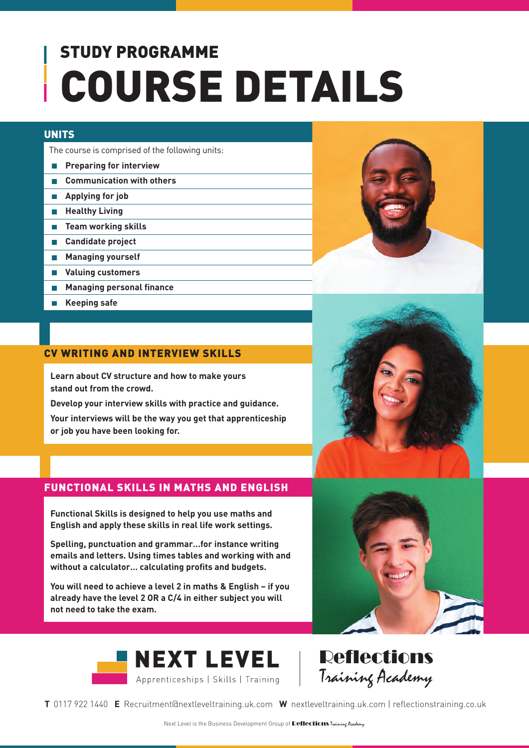## STUDY PROGRAMME

# COURSE DETAILS

## UNITS

The course is comprised of the following units:

- **Preparing for interview**
- **Communication with others**
- **Applying for job**
- **Healthy Living**
- **Team working skills**
- **Candidate project**
- **Managing yourself**
- **Valuing customers**
- **Managing personal finance**
- **Keeping safe**

## CV WRITING AND INTERVIEW SKILLS

**Learn about CV structure and how to make yours stand out from the crowd.**

**Develop your interview skills with practice and guidance.**

**Your interviews will be the way you get that apprenticeship or job you have been looking for.**

## FUNCTIONAL SKILLS IN MATHS AND ENGLISH

**Functional Skills is designed to help you use maths and English and apply these skills in real life work settings.**

**Spelling, punctuation and grammar…for instance writing emails and letters. Using times tables and working with and without a calculator… calculating profits and budgets.**

**You will need to achieve a level 2 in maths & English – if you already have the level 2 OR a C/4 in either subject you will not need to take the exam.**

NEXT LEVEL
Apprenticeships | Skills | Training

Reflections
Training Academy

**T** 0117 922 1440 **E** Recruitment@nextleveltraining.uk.com **W** nextleveltraining.uk.com | reflectionstraining.co.uk

Next Level is the Business Development Group of Reflections Training Academy